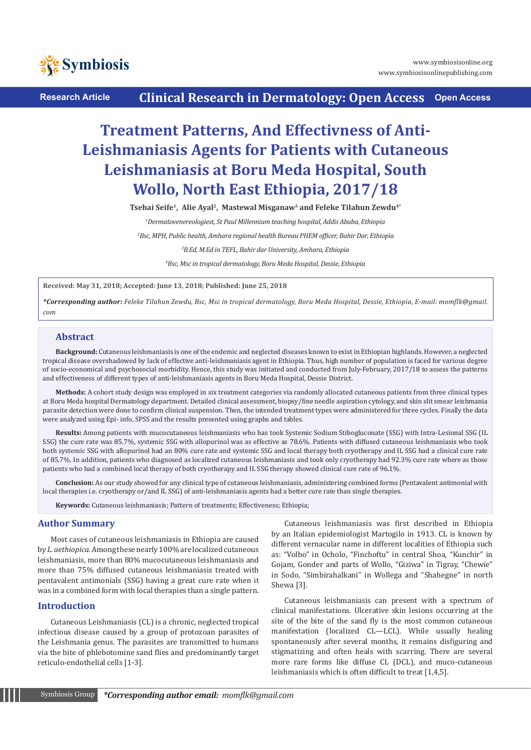Research Article | Clinical Research in Dermatology: Open Access | Open Access

# Treatment Patterns, And Effectivness of Anti-Leishmaniasis Agents for Patients with Cutaneous Leishmaniasis at Boru Meda Hospital, South Wollo, North East Ethiopia, 2017/18

**Tsehai Seife[1], Alie Ayal[2], Mastewal Misganaw[3] and Feleke Tilahun Zewdu[4*]**

*[1]Dermatovenereologiest, St Paul Millennium teaching hospital, Addis Ababa, Ethiopia*

*[2]Bsc, MPH, Public health, Amhara regional health Bureau PHEM officer, Bahir Dar, Ethiopia*

*[3]B.Ed, M.Ed in TEFL, Bahir dar University, Amhara, Ethiopia*

*[4]Bsc, Msc in tropical dermatology, Boru Meda Hospital, Dessie, Ethiopia*

**Received: May 31, 2018; Accepted: June 13, 2018; Published: June 25, 2018**

***\*Corresponding author:** Feleke Tilahun Zewdu, Bsc, Msc in tropical dermatology, Boru Meda Hospital, Dessie, Ethiopia, E-mail: momflk@gmail.com*

## Abstract

**Background:** Cutaneous leishmaniasis is one of the endemic and neglected diseases known to exist in Ethiopian highlands. However, a neglected tropical disease overshadowed by lack of effective anti-leishmaniasis agent in Ethiopia. Thus, high number of population is faced for various degree of socio-economical and psychosocial morbidity. Hence, this study was initiated and conducted from July-February, 2017/18 to assess the patterns and effectiveness of different types of anti-leishmaniasis agents in Boru Meda Hospital, Dessie District.

**Methods:** A cohort study design was employed in six treatment categories via randomly allocated cutaneous patients from three clinical types at Boru Meda hospital Dermatology department. Detailed clinical assessment, biopsy/fine needle aspiration cytology, and skin slit smear leishmania parasite detection were done to confirm clinical suspension. Then, the intended treatment types were administered for three cycles. Finally the data were analyzed using Epi- info, SPSS and the results presented using graphs and tables.

**Results:** Among patients with mucocutaneous leishmaniasis who has took Systemic Sodium Stibogluconate (SSG) with Intra-Lesional SSG (IL SSG) the cure rate was 85.7%, systemic SSG with allopurinol was as effective as 78.6%. Patients with diffused cutaneous leishmaniasis who took both systemic SSG with allopurinol had an 80% cure rate and systemic SSG and local therapy both cryotherapy and IL SSG had a clinical cure rate of 85.7%. In addition, patients who diagnosed as localized cutaneous leishmaniasis and took only cryotherapy had 92.3% cure rate where as those patients who had a combined local therapy of both cryotherapy and IL SSG therapy showed clinical cure rate of 96.1%.

**Conclusion:** As our study showed for any clinical type of cutaneous leishmaniasis, administering combined forms (Pentavalent antimonial with local therapies i.e. cryotherapy or/and IL SSG) of anti-leishmaniasis agents had a better cure rate than single therapies.

**Keywords:** Cutaneous leishmaniasis; Pattern of treatments; Effectiveness; Ethiopia;

## Author Summary

Most cases of cutaneous leishmaniasis in Ethiopia are caused by *L. aethiopica*. Among these nearly 100% are localized cutaneous leishmaniasis, more than 80% mucocutaneous leishmaniasis and more than 75% diffused cutaneous leishmaniasis treated with pentavalent antimonials (SSG) having a great cure rate when it was in a combined form with local therapies than a single pattern.

## Introduction

Cutaneous Leishmaniasis (CL) is a chronic, neglected tropical infectious disease caused by a group of protozoan parasites of the Leishmania genus. The parasites are transmitted to humans via the bite of phlebotomine sand flies and predominantly target reticulo-endothelial cells [1-3].

Cutaneous leishmaniasis was first described in Ethiopia by an Italian epidemiologist Martogilo in 1913. CL is known by different vernacular name in different localities of Ethiopia such as: "Volbo" in Ocholo, "Finchoftu" in central Shoa, "Kunchir" in Gojam, Gonder and parts of Wollo, "Giziwa" in Tigray, "Chewie" in Sodo, "Simbirahalkani" in Wollega and "Shahegne" in north Shewa [3].

Cutaneous leishmaniasis can present with a spectrum of clinical manifestations. Ulcerative skin lesions occurring at the site of the bite of the sand fly is the most common cutaneous manifestation (localized CL—LCL). While usually healing spontaneously after several months, it remains disfiguring and stigmatizing and often heals with scarring. There are several more rare forms like diffuse CL (DCL), and muco-cutaneous leishmaniasis which is often difficult to treat [1,4,5].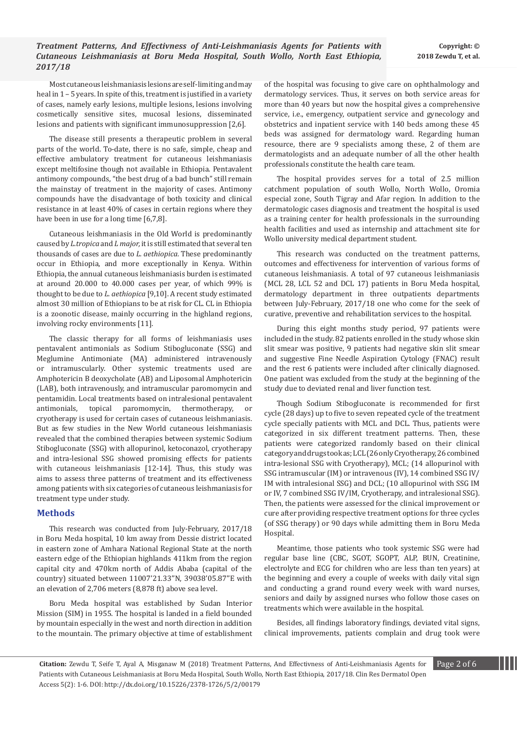Most cutaneous leishmaniasis lesions are self-limiting and may heal in 1 – 5 years. In spite of this, treatment is justified in a variety of cases, namely early lesions, multiple lesions, lesions involving cosmetically sensitive sites, mucosal lesions, disseminated lesions and patients with significant immunosuppression [2,6].

The disease still presents a therapeutic problem in several parts of the world. To-date, there is no safe, simple, cheap and effective ambulatory treatment for cutaneous leishmaniasis except meltifosine though not available in Ethiopia. Pentavalent antimony compounds, "the best drug of a bad bunch" still remain the mainstay of treatment in the majority of cases. Antimony compounds have the disadvantage of both toxicity and clinical resistance in at least 40% of cases in certain regions where they have been in use for a long time [6,7,8].

Cutaneous leishmaniasis in the Old World is predominantly caused by *L.tropica* and *L major*, it is still estimated that several ten thousands of cases are due to *L. aethiopica.* These predominantly occur in Ethiopia, and more exceptionally in Kenya. Within Ethiopia, the annual cutaneous leishmaniasis burden is estimated at around 20.000 to 40.000 cases per year, of which 99% is thought to be due to *L. aethiopica* [9,10]. A recent study estimated almost 30 million of Ethiopians to be at risk for CL. CL in Ethiopia is a zoonotic disease, mainly occurring in the highland regions, involving rocky environments [11].

The classic therapy for all forms of leishmaniasis uses pentavalent antimonials as Sodium Stibogluconate (SSG) and Meglumine Antimoniate (MA) administered intravenously or intramuscularly. Other systemic treatments used are Amphotericin B deoxycholate (AB) and Liposomal Amphotericin (LAB), both intravenously, and intramuscular paromomycin and pentamidin. Local treatments based on intralesional pentavalent antimonials, topical paromomycin, thermotherapy, or cryotherapy is used for certain cases of cutaneous leishmaniasis. But as few studies in the New World cutaneous leishmaniasis revealed that the combined therapies between systemic Sodium Stibogluconate (SSG) with allopurinol, ketoconazol, cryotherapy and intra-lesional SSG showed promising effects for patients with cutaneous leishmaniasis [12-14]. Thus, this study was aims to assess three patterns of treatment and its effectiveness among patients with six categories of cutaneous leishmaniasis for treatment type under study.

## Methods

This research was conducted from July-February, 2017/18 in Boru Meda hospital, 10 km away from Dessie district located in eastern zone of Amhara National Regional State at the north eastern edge of the Ethiopian highlands 411km from the region capital city and 470km north of Addis Ababa (capital of the country) situated between 11007'21.33"N, 39038'05.87"E with an elevation of 2,706 meters (8,878 ft) above sea level.

Boru Meda hospital was established by Sudan Interior Mission (SIM) in 1955. The hospital is landed in a field bounded by mountain especially in the west and north direction in addition to the mountain. The primary objective at time of establishment of the hospital was focusing to give care on ophthalmology and dermatology services. Thus, it serves on both service areas for more than 40 years but now the hospital gives a comprehensive service, i.e., emergency, outpatient service and gynecology and obstetrics and inpatient service with 140 beds among these 45 beds was assigned for dermatology ward. Regarding human resource, there are 9 specialists among these, 2 of them are dermatologists and an adequate number of all the other health professionals constitute the health care team.

The hospital provides serves for a total of 2.5 million catchment population of south Wollo, North Wollo, Oromia especial zone, South Tigray and Afar region. In addition to the dermatologic cases diagnosis and treatment the hospital is used as a training center for health professionals in the surrounding health facilities and used as internship and attachment site for Wollo university medical department student.

This research was conducted on the treatment patterns, outcomes and effectiveness for intervention of various forms of cutaneous leishmaniasis. A total of 97 cutaneous leishmaniasis (MCL 28, LCL 52 and DCL 17) patients in Boru Meda hospital, dermatology department in three outpatients departments between July-February, 2017/18 one who come for the seek of curative, preventive and rehabilitation services to the hospital.

During this eight months study period, 97 patients were included in the study. 82 patients enrolled in the study whose skin slit smear was positive, 9 patients had negative skin slit smear and suggestive Fine Needle Aspiration Cytology (FNAC) result and the rest 6 patients were included after clinically diagnosed. One patient was excluded from the study at the beginning of the study due to deviated renal and liver function test.

Though Sodium Stibogluconate is recommended for first cycle (28 days) up to five to seven repeated cycle of the treatment cycle specially patients with MCL and DCL. Thus, patients were categorized in six different treatment patterns. Then, these patients were categorized randomly based on their clinical category and drugs took as; LCL (26 only Cryotherapy, 26 combined intra-lesional SSG with Cryotherapy), MCL; (14 allopurinol with SSG intramuscular (IM) or intravenous (IV), 14 combined SSG IV/IM with intralesional SSG) and DCL; (10 allopurinol with SSG IM or IV, 7 combined SSG IV/IM, Cryotherapy, and intralesional SSG). Then, the patients were assessed for the clinical improvement or cure after providing respective treatment options for three cycles (of SSG therapy) or 90 days while admitting them in Boru Meda Hospital.

Meantime, those patients who took systemic SSG were had regular base line (CBC, SGOT, SGOPT, ALP, BUN, Creatinine, electrolyte and ECG for children who are less than ten years) at the beginning and every a couple of weeks with daily vital sign and conducting a grand round every week with ward nurses, seniors and daily by assigned nurses who follow those cases on treatments which were available in the hospital.

Besides, all findings laboratory findings, deviated vital signs, clinical improvements, patients complain and drug took were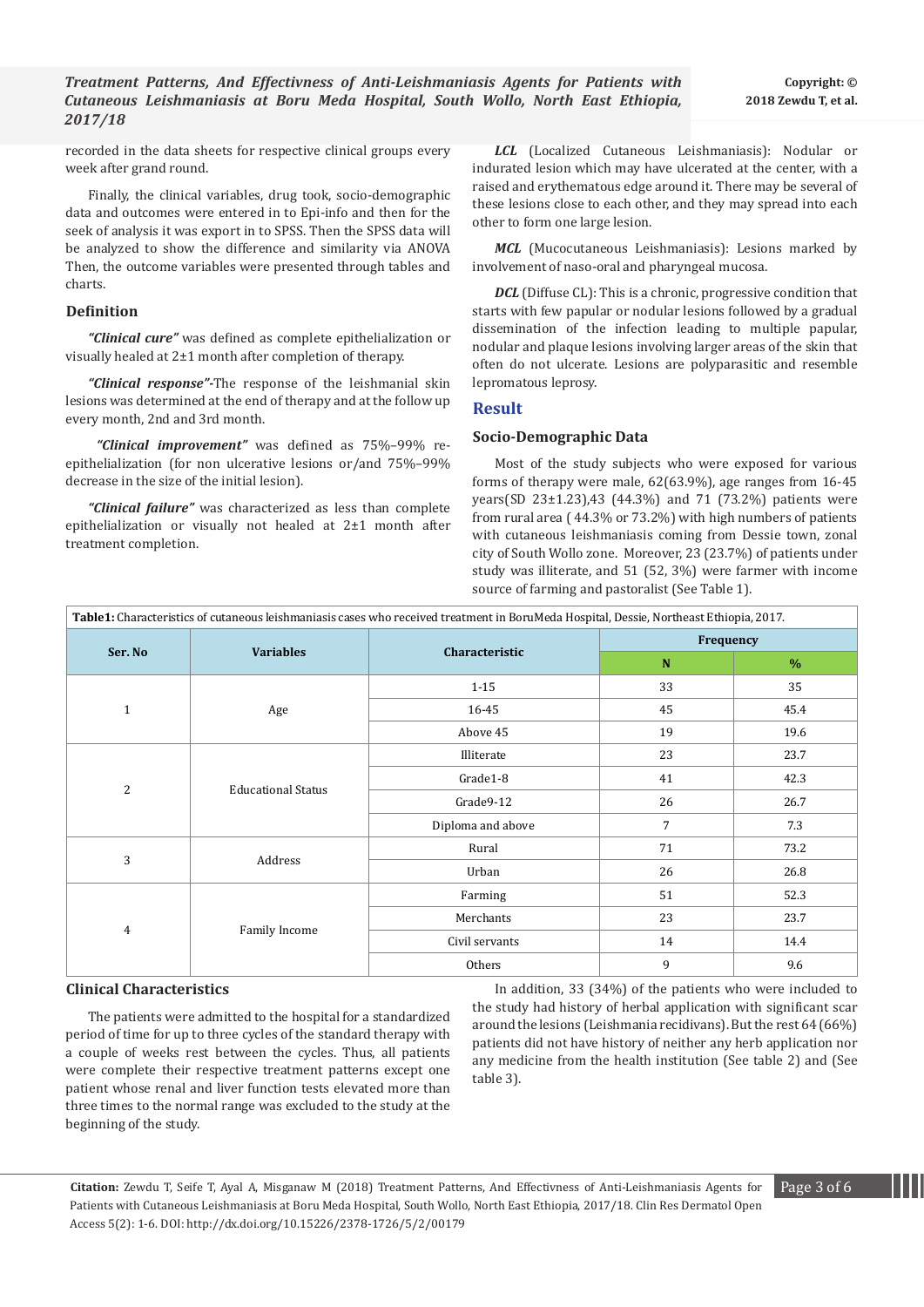recorded in the data sheets for respective clinical groups every week after grand round.

Finally, the clinical variables, drug took, socio-demographic data and outcomes were entered in to Epi-info and then for the seek of analysis it was export in to SPSS. Then the SPSS data will be analyzed to show the difference and similarity via ANOVA Then, the outcome variables were presented through tables and charts.

### Definition

***"Clinical cure"*** was defined as complete epithelialization or visually healed at 2±1 month after completion of therapy.

***"Clinical response"-***The response of the leishmanial skin lesions was determined at the end of therapy and at the follow up every month, 2nd and 3rd month.

***"Clinical improvement"*** was defined as 75%–99% re-epithelialization (for non ulcerative lesions or/and 75%–99% decrease in the size of the initial lesion).

***"Clinical failure"*** was characterized as less than complete epithelialization or visually not healed at 2±1 month after treatment completion.

***LCL*** (Localized Cutaneous Leishmaniasis): Nodular or indurated lesion which may have ulcerated at the center, with a raised and erythematous edge around it. There may be several of these lesions close to each other, and they may spread into each other to form one large lesion.

***MCL*** (Mucocutaneous Leishmaniasis): Lesions marked by involvement of naso-oral and pharyngeal mucosa.

***DCL*** (Diffuse CL): This is a chronic, progressive condition that starts with few papular or nodular lesions followed by a gradual dissemination of the infection leading to multiple papular, nodular and plaque lesions involving larger areas of the skin that often do not ulcerate. Lesions are polyparasitic and resemble lepromatous leprosy.

## Result

### Socio-Demographic Data

Most of the study subjects who were exposed for various forms of therapy were male, 62(63.9%), age ranges from 16-45 years(SD 23±1.23),43 (44.3%) and 71 (73.2%) patients were from rural area ( 44.3% or 73.2%) with high numbers of patients with cutaneous leishmaniasis coming from Dessie town, zonal city of South Wollo zone. Moreover, 23 (23.7%) of patients under study was illiterate, and 51 (52, 3%) were farmer with income source of farming and pastoralist (See Table 1).

**Table1:** Characteristics of cutaneous leishmaniasis cases who received treatment in BoruMeda Hospital, Dessie, Northeast Ethiopia, 2017.

| Ser. No | Variables | Characteristic | Frequency | |
|---|---|---|---|---|
| | | | N | % |
| 1 | Age | 1-15 | 33 | 35 |
| | | 16-45 | 45 | 45.4 |
| | | Above 45 | 19 | 19.6 |
| 2 | Educational Status | Illiterate | 23 | 23.7 |
| | | Grade1-8 | 41 | 42.3 |
| | | Grade9-12 | 26 | 26.7 |
| | | Diploma and above | 7 | 7.3 |
| 3 | Address | Rural | 71 | 73.2 |
| | | Urban | 26 | 26.8 |
| 4 | Family Income | Farming | 51 | 52.3 |
| | | Merchants | 23 | 23.7 |
| | | Civil servants | 14 | 14.4 |
| | | Others | 9 | 9.6 |

### Clinical Characteristics

The patients were admitted to the hospital for a standardized period of time for up to three cycles of the standard therapy with a couple of weeks rest between the cycles. Thus, all patients were complete their respective treatment patterns except one patient whose renal and liver function tests elevated more than three times to the normal range was excluded to the study at the beginning of the study.

In addition, 33 (34%) of the patients who were included to the study had history of herbal application with significant scar around the lesions (Leishmania recidivans). But the rest 64 (66%) patients did not have history of neither any herb application nor any medicine from the health institution (See table 2) and (See table 3).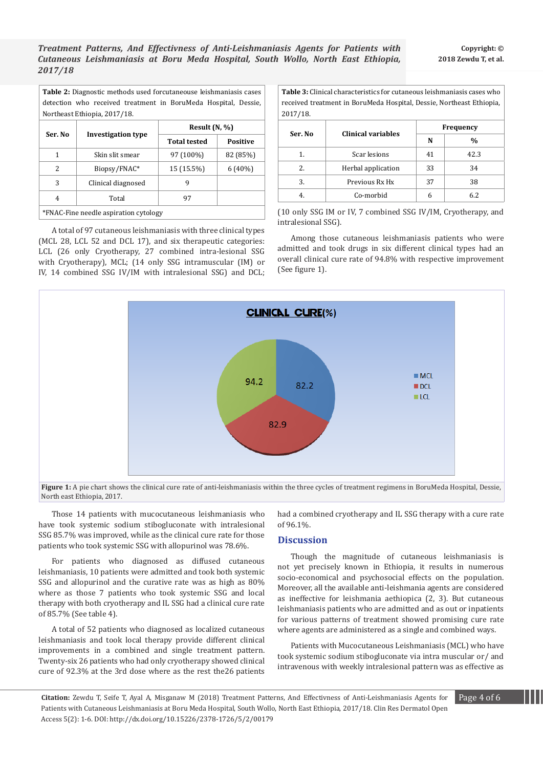**Table 2:** Diagnostic methods used forcutaneouse leishmaniasis cases detection who received treatment in BoruMeda Hospital, Dessie, Northeast Ethiopia, 2017/18.

| Ser. No | Investigation type | Result (N, %) | |
|---|---|---|---|
| | | Total tested | Positive |
| 1 | Skin slit smear | 97 (100%) | 82 (85%) |
| 2 | Biopsy/FNAC* | 15 (15.5%) | 6 (40%) |
| 3 | Clinical diagnosed | 9 | |
| 4 | Total | 97 | |

*FNAC-Fine needle aspiration cytology

A total of 97 cutaneous leishmaniasis with three clinical types (MCL 28, LCL 52 and DCL 17), and six therapeutic categories: LCL (26 only Cryotherapy, 27 combined intra-lesional SSG with Cryotherapy), MCL; (14 only SSG intramuscular (IM) or IV, 14 combined SSG IV/IM with intralesional SSG) and DCL; (10 only SSG IM or IV, 7 combined SSG IV/IM, Cryotherapy, and intralesional SSG).

**Table 3:** Clinical characteristics for cutaneous leishmaniasis cases who received treatment in BoruMeda Hospital, Dessie, Northeast Ethiopia, 2017/18.

| Ser. No | Clinical variables | Frequency | |
|---|---|---|---|
| | | N | % |
| 1. | Scar lesions | 41 | 42.3 |
| 2. | Herbal application | 33 | 34 |
| 3. | Previous Rx Hx | 37 | 38 |
| 4. | Co-morbid | 6 | 6.2 |

Among those cutaneous leishmaniasis patients who were admitted and took drugs in six different clinical types had an overall clinical cure rate of 94.8% with respective improvement (See figure 1).

**Figure 1:** A pie chart shows the clinical cure rate of anti-leishmaniasis within the three cycles of treatment regimens in BoruMeda Hospital, Dessie, North east Ethiopia, 2017.

Those 14 patients with mucocutaneous leishmaniasis who have took systemic sodium stibogluconate with intralesional SSG 85.7% was improved, while as the clinical cure rate for those patients who took systemic SSG with allopurinol was 78.6%.

For patients who diagnosed as diffused cutaneous leishmaniasis, 10 patients were admitted and took both systemic SSG and allopurinol and the curative rate was as high as 80% where as those 7 patients who took systemic SSG and local therapy with both cryotherapy and IL SSG had a clinical cure rate of 85.7% (See table 4).

A total of 52 patients who diagnosed as localized cutaneous leishmaniasis and took local therapy provide different clinical improvements in a combined and single treatment pattern. Twenty-six 26 patients who had only cryotherapy showed clinical cure of 92.3% at the 3rd dose where as the rest the26 patients had a combined cryotherapy and IL SSG therapy with a cure rate of 96.1%.

## Discussion

Though the magnitude of cutaneous leishmaniasis is not yet precisely known in Ethiopia, it results in numerous socio-economical and psychosocial effects on the population. Moreover, all the available anti-leishmania agents are considered as ineffective for leishmania aethiopica (2, 3). But cutaneous leishmaniasis patients who are admitted and as out or inpatients for various patterns of treatment showed promising cure rate where agents are administered as a single and combined ways.

Patients with Mucocutaneous Leishmaniasis (MCL) who have took systemic sodium stibogluconate via intra muscular or/ and intravenous with weekly intralesional pattern was as effective as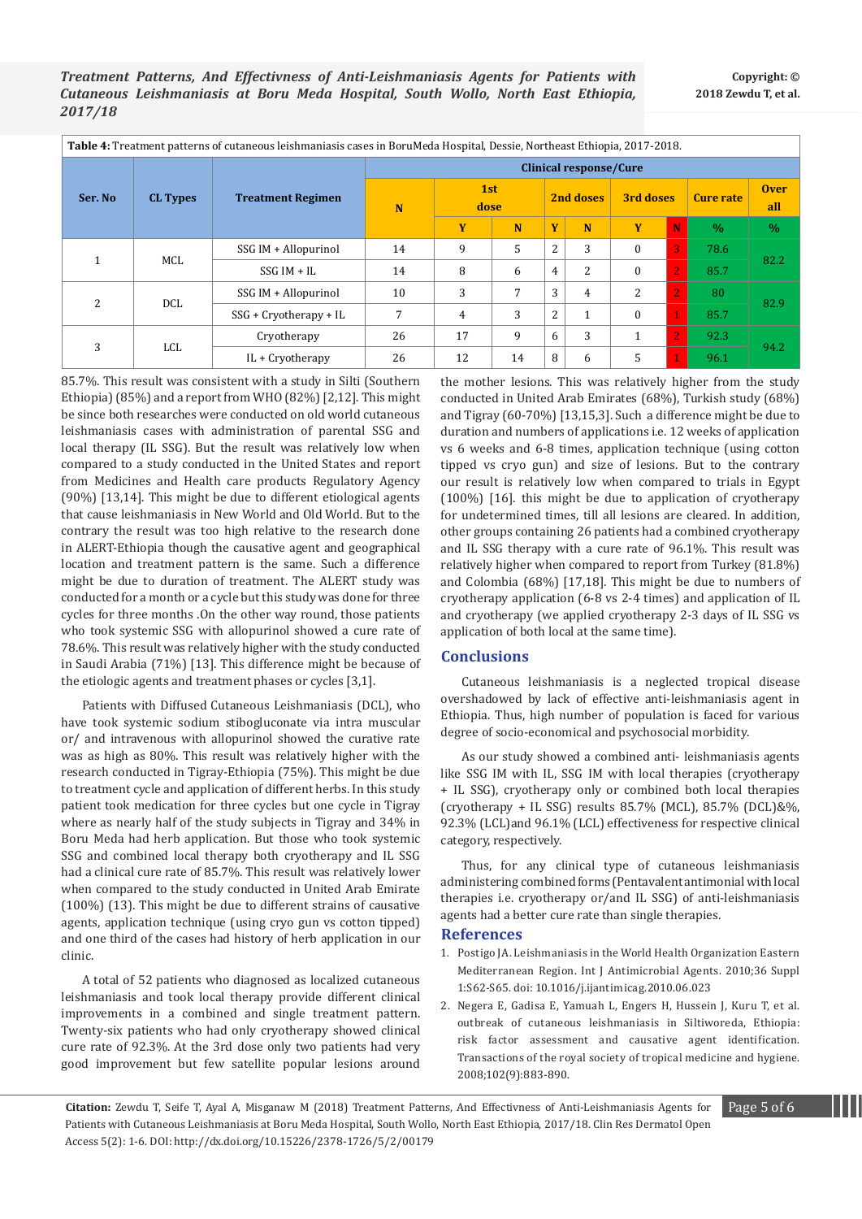**Table 4:** Treatment patterns of cutaneous leishmaniasis cases in BoruMeda Hospital, Dessie, Northeast Ethiopia, 2017-2018.

| Ser. No | CL Types | Treatment Regimen | Clinical response/Cure | | | | | | | | |
|---|---|---|---|---|---|---|---|---|---|---|---|
| | | | N | 1st dose | | 2nd doses | | 3rd doses | | Cure rate | Over all |
| | | | | Y | N | Y | N | Y | N | % | % |
| 1 | MCL | SSG IM + Allopurinol | 14 | 9 | 5 | 2 | 3 | 0 | 3 | 78.6 | 82.2 |
| | | SSG IM + IL | 14 | 8 | 6 | 4 | 2 | 0 | 2 | 85.7 | |
| 2 | DCL | SSG IM + Allopurinol | 10 | 3 | 7 | 3 | 4 | 2 | 2 | 80 | 82.9 |
| | | SSG + Cryotherapy + IL | 7 | 4 | 3 | 2 | 1 | 0 | 1 | 85.7 | |
| 3 | LCL | Cryotherapy | 26 | 17 | 9 | 6 | 3 | 1 | 2 | 92.3 | 94.2 |
| | | IL + Cryotherapy | 26 | 12 | 14 | 8 | 6 | 5 | 1 | 96.1 | |

85.7%. This result was consistent with a study in Silti (Southern Ethiopia) (85%) and a report from WHO (82%) [2,12]. This might be since both researches were conducted on old world cutaneous leishmaniasis cases with administration of parental SSG and local therapy (IL SSG). But the result was relatively low when compared to a study conducted in the United States and report from Medicines and Health care products Regulatory Agency (90%) [13,14]. This might be due to different etiological agents that cause leishmaniasis in New World and Old World. But to the contrary the result was too high relative to the research done in ALERT-Ethiopia though the causative agent and geographical location and treatment pattern is the same. Such a difference might be due to duration of treatment. The ALERT study was conducted for a month or a cycle but this study was done for three cycles for three months .On the other way round, those patients who took systemic SSG with allopurinol showed a cure rate of 78.6%. This result was relatively higher with the study conducted in Saudi Arabia (71%) [13]. This difference might be because of the etiologic agents and treatment phases or cycles [3,1].

Patients with Diffused Cutaneous Leishmaniasis (DCL), who have took systemic sodium stibogluconate via intra muscular or/ and intravenous with allopurinol showed the curative rate was as high as 80%. This result was relatively higher with the research conducted in Tigray-Ethiopia (75%). This might be due to treatment cycle and application of different herbs. In this study patient took medication for three cycles but one cycle in Tigray where as nearly half of the study subjects in Tigray and 34% in Boru Meda had herb application. But those who took systemic SSG and combined local therapy both cryotherapy and IL SSG had a clinical cure rate of 85.7%. This result was relatively lower when compared to the study conducted in United Arab Emirate (100%) (13). This might be due to different strains of causative agents, application technique (using cryo gun vs cotton tipped) and one third of the cases had history of herb application in our clinic.

A total of 52 patients who diagnosed as localized cutaneous leishmaniasis and took local therapy provide different clinical improvements in a combined and single treatment pattern. Twenty-six patients who had only cryotherapy showed clinical cure rate of 92.3%. At the 3rd dose only two patients had very good improvement but few satellite popular lesions around the mother lesions. This was relatively higher from the study conducted in United Arab Emirates (68%), Turkish study (68%) and Tigray (60-70%) [13,15,3]. Such a difference might be due to duration and numbers of applications i.e. 12 weeks of application vs 6 weeks and 6-8 times, application technique (using cotton tipped vs cryo gun) and size of lesions. But to the contrary our result is relatively low when compared to trials in Egypt (100%) [16]. this might be due to application of cryotherapy for undetermined times, till all lesions are cleared. In addition, other groups containing 26 patients had a combined cryotherapy and IL SSG therapy with a cure rate of 96.1%. This result was relatively higher when compared to report from Turkey (81.8%) and Colombia (68%) [17,18]. This might be due to numbers of cryotherapy application (6-8 vs 2-4 times) and application of IL and cryotherapy (we applied cryotherapy 2-3 days of IL SSG vs application of both local at the same time).

## Conclusions

Cutaneous leishmaniasis is a neglected tropical disease overshadowed by lack of effective anti-leishmaniasis agent in Ethiopia. Thus, high number of population is faced for various degree of socio-economical and psychosocial morbidity.

As our study showed a combined anti- leishmaniasis agents like SSG IM with IL, SSG IM with local therapies (cryotherapy + IL SSG), cryotherapy only or combined both local therapies (cryotherapy + IL SSG) results 85.7% (MCL), 85.7% (DCL)&%, 92.3% (LCL)and 96.1% (LCL) effectiveness for respective clinical category, respectively.

Thus, for any clinical type of cutaneous leishmaniasis administering combined forms (Pentavalent antimonial with local therapies i.e. cryotherapy or/and IL SSG) of anti-leishmaniasis agents had a better cure rate than single therapies.

## References

1. Postigo JA. Leishmaniasis in the World Health Organization Eastern Mediterranean Region. Int J Antimicrobial Agents. 2010;36 Suppl 1:S62-S65. doi: 10.1016/j.ijantimicag.2010.06.023
2. Negera E, Gadisa E, Yamuah L, Engers H, Hussein J, Kuru T, et al. outbreak of cutaneous leishmaniasis in Siltiworeda, Ethiopia: risk factor assessment and causative agent identification. Transactions of the royal society of tropical medicine and hygiene. 2008;102(9):883-890.

**Citation:** Zewdu T, Seife T, Ayal A, Misganaw M (2018) Treatment Patterns, And Effectivness of Anti-Leishmaniasis Agents for Patients with Cutaneous Leishmaniasis at Boru Meda Hospital, South Wollo, North East Ethiopia, 2017/18. Clin Res Dermatol Open Access 5(2): 1-6. DOI: http://dx.doi.org/10.15226/2378-1726/5/2/00179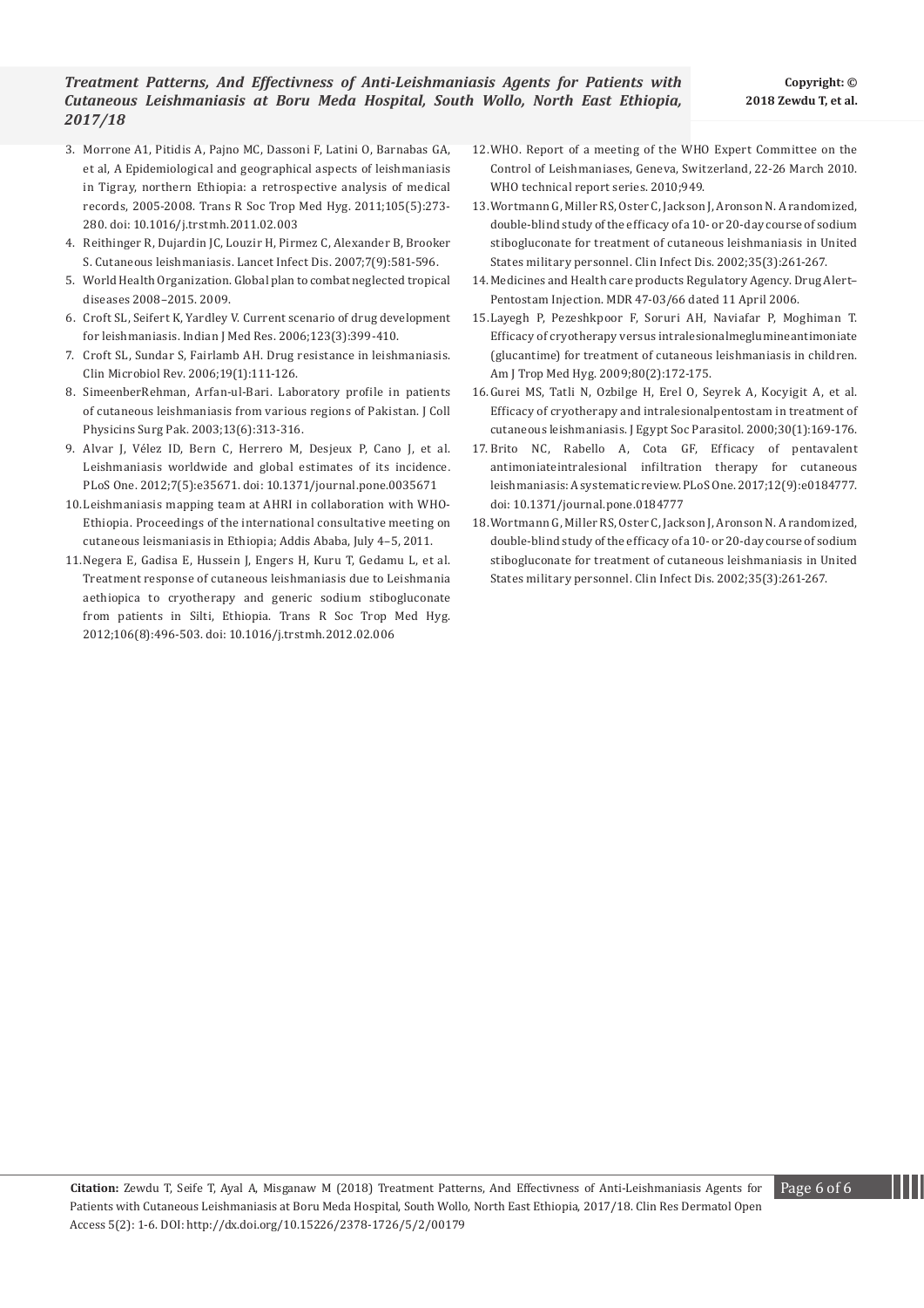3. Morrone A1, Pitidis A, Pajno MC, Dassoni F, Latini O, Barnabas GA, et al, A Epidemiological and geographical aspects of leishmaniasis in Tigray, northern Ethiopia: a retrospective analysis of medical records, 2005-2008. Trans R Soc Trop Med Hyg. 2011;105(5):273-280. doi: 10.1016/j.trstmh.2011.02.003
4. Reithinger R, Dujardin JC, Louzir H, Pirmez C, Alexander B, Brooker S. Cutaneous leishmaniasis. Lancet Infect Dis. 2007;7(9):581-596.
5. World Health Organization. Global plan to combat neglected tropical diseases 2008–2015. 2009.
6. Croft SL, Seifert K, Yardley V. Current scenario of drug development for leishmaniasis. Indian J Med Res. 2006;123(3):399-410.
7. Croft SL, Sundar S, Fairlamb AH. Drug resistance in leishmaniasis. Clin Microbiol Rev. 2006;19(1):111-126.
8. SimeenberRehman, Arfan-ul-Bari. Laboratory profile in patients of cutaneous leishmaniasis from various regions of Pakistan. J Coll Physicins Surg Pak. 2003;13(6):313-316.
9. Alvar J, Vélez ID, Bern C, Herrero M, Desjeux P, Cano J, et al. Leishmaniasis worldwide and global estimates of its incidence. PLoS One. 2012;7(5):e35671. doi: 10.1371/journal.pone.0035671
10. Leishmaniasis mapping team at AHRI in collaboration with WHO-Ethiopia. Proceedings of the international consultative meeting on cutaneous leismaniasis in Ethiopia; Addis Ababa, July 4–5, 2011.
11. Negera E, Gadisa E, Hussein J, Engers H, Kuru T, Gedamu L, et al. Treatment response of cutaneous leishmaniasis due to Leishmania aethiopica to cryotherapy and generic sodium stibogluconate from patients in Silti, Ethiopia. Trans R Soc Trop Med Hyg. 2012;106(8):496-503. doi: 10.1016/j.trstmh.2012.02.006
12. WHO. Report of a meeting of the WHO Expert Committee on the Control of Leishmaniases, Geneva, Switzerland, 22-26 March 2010. WHO technical report series. 2010;949.
13. Wortmann G, Miller RS, Oster C, Jackson J, Aronson N. A randomized, double-blind study of the efficacy of a 10- or 20-day course of sodium stibogluconate for treatment of cutaneous leishmaniasis in United States military personnel. Clin Infect Dis. 2002;35(3):261-267.
14. Medicines and Health care products Regulatory Agency. Drug Alert–Pentostam Injection. MDR 47-03/66 dated 11 April 2006.
15. Layegh P, Pezeshkpoor F, Soruri AH, Naviafar P, Moghiman T. Efficacy of cryotherapy versus intralesionalmeglumineantimoniate (glucantime) for treatment of cutaneous leishmaniasis in children. Am J Trop Med Hyg. 2009;80(2):172-175.
16. Gurei MS, Tatli N, Ozbilge H, Erel O, Seyrek A, Kocyigit A, et al. Efficacy of cryotherapy and intralesionalpentostam in treatment of cutaneous leishmaniasis. J Egypt Soc Parasitol. 2000;30(1):169-176.
17. Brito NC, Rabello A, Cota GF, Efficacy of pentavalent antimoniateintralesional infiltration therapy for cutaneous leishmaniasis: A systematic review. PLoS One. 2017;12(9):e0184777. doi: 10.1371/journal.pone.0184777
18. Wortmann G, Miller RS, Oster C, Jackson J, Aronson N. A randomized, double-blind study of the efficacy of a 10- or 20-day course of sodium stibogluconate for treatment of cutaneous leishmaniasis in United States military personnel. Clin Infect Dis. 2002;35(3):261-267.